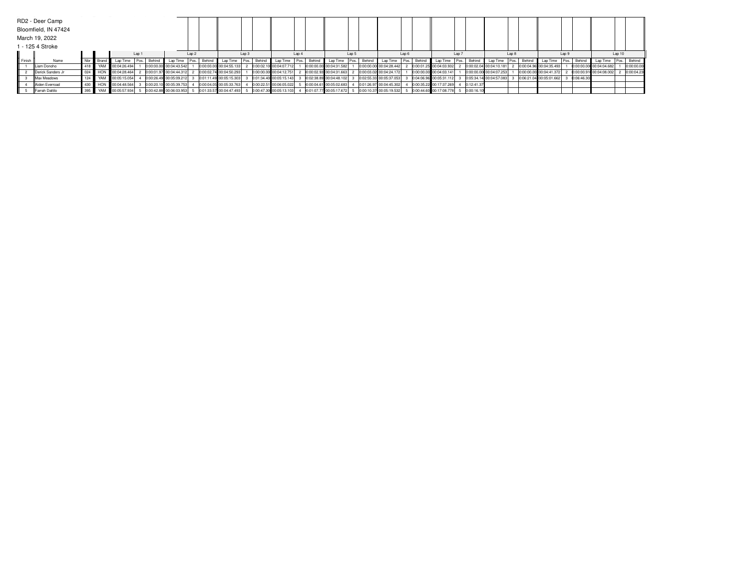RD2 - Deer Camp

Bloomfield, IN 47424

March 19, 2022

1 - 125 4 Stroke

| Finish | Name | Nbr | Brand | Lap 1 | | | Lap 2 | | | Lap 3 | | | Lap 4 | | | Lap 5 | | | Lap 6 | | | Lap 7 | | | Lap 8 | | | Lap 9 | | | Lap 10 | | |
|---|---|---|---|---|---|---|---|---|---|---|---|---|---|---|---|---|---|---|---|---|---|---|---|---|---|---|---|---|---|---|---|---|---|
| | | | | Lap Time | Pos. | Behind | Lap Time | Pos. | Behind | Lap Time | Pos. | Behind | Lap Time | Pos. | Behind | Lap Time | Pos. | Behind | Lap Time | Pos. | Behind | Lap Time | Pos. | Behind | Lap Time | Pos. | Behind | Lap Time | Pos. | Behind | Lap Time | Pos. | Behind |
| 1 | Liam Donoho | 418 | YAM | 00:04:26.494 | 1 | 0:00:00.00 | 00:04:43.542 | 1 | 0:00:00.00 | 00:04:55.133 | 2 | 0:00:02.10 | 00:04:07.712 | 1 | 0:00:00.00 | 00:04:31.582 | 1 | 0:00:00.00 | 00:04:28.442 | 2 | 0:00:01.25 | 00:04:03.932 | 2 | 0:00:02.04 | 00:04:10.181 | 2 | 0:00:04.96 | 00:04:35.493 | 1 | 0:00:00.00 | 00:04:04.682 | 1 | 0:00:00.00 |
| 2 | Derick Sanders Jr | 024 | HON | 00:04:28.464 | 2 | 0:00:01.97 | 00:04:44.312 | 2 | 0:00:02.74 | 00:04:50.293 | 1 | 0:00:00.00 | 00:04:12.751 | 2 | 0:00:02.93 | 00:04:31.663 | 2 | 0:00:03.02 | 00:04:24.172 | 1 | 0:00:00.00 | 00:04:03.141 | 1 | 0:00:00.00 | 00:04:07.253 | 1 | 0:00:00.00 | 00:04:41.372 | 2 | 0:00:00.91 | 00:04:08.002 | 2 | 0:00:04.23 |
| 3 | Max Meadows | 124 | YAM | 00:05:15.054 | 4 | 0:00:26.49 | 00:05:09.212 | 3 | 0:01:11.49 | 00:05:15.303 | 3 | 0:01:34.40 | 00:05:15.143 | 3 | 0:02:38.89 | 00:04:48.102 | 3 | 0:02:55.33 | 00:05:37.053 | 3 | 0:04:06.96 | 00:05:31.112 | 3 | 0:05:34.14 | 00:04:57.083 | 3 | 0:06:21.04 | 00:05:01.662 | 3 | 0:06:46.30 | | | |
| 4 | Aiden Everroad | 430 | HON | 00:04:48.564 | 3 | 0:00:20.10 | 00:05:39.753 | 4 | 0:00:04.05 | 00:05:33.763 | 4 | 0:00:22.51 | 00:06:05.022 | 5 | 0:00:04.61 | 00:05:02.683 | 4 | 0:01:26.97 | 00:04:45.302 | 4 | 0:00:35.22 | 00:17:37.269 | 4 | 0:12:41.37 | | | | | | | | | |
| 5 | Farrah Dattilo | 395 | YAM | 00:05:57.934 | 5 | 0:00:42.88 | 00:06:03.953 | 5 | 0:01:33.57 | 00:04:47.493 | 5 | 0:00:47.30 | 00:05:13.103 | 4 | 0:01:07.77 | 00:05:17.672 | 5 | 0:00:10.37 | 00:05:19.532 | 5 | 0:00:44.60 | 00:17:08.778 | 5 | 0:00:16.10 | | | | | | | | | |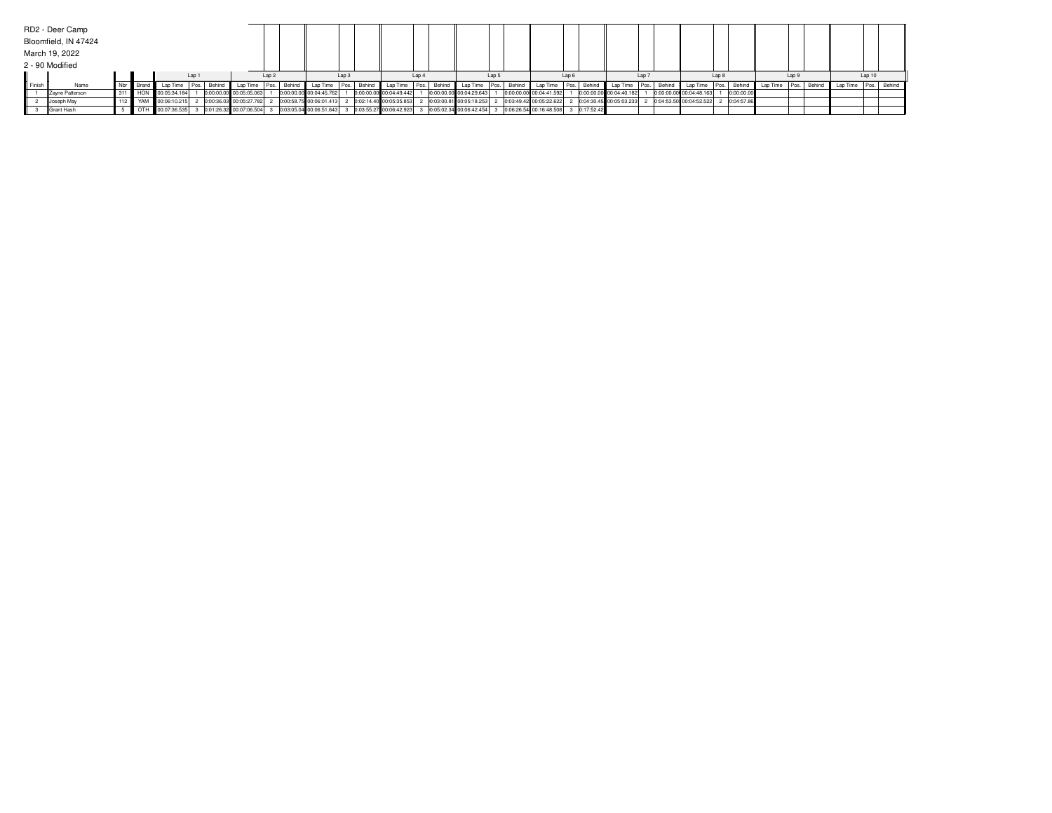RD2 - Deer Camp

Bloomfield, IN 47424

March 19, 2022

2 - 90 Modified

| Finish | Name | Nbr | Brand | Lap 1 | | | Lap 2 | | | Lap 3 | | | Lap 4 | | | Lap 5 | | | Lap 6 | | | Lap 7 | | | Lap 8 | | | Lap 9 | | | Lap 10 | | |
|---|---|---|---|---|---|---|---|---|---|---|---|---|---|---|---|---|---|---|---|---|---|---|---|---|---|---|---|---|---|---|---|---|---|
| | | | | Lap Time | Pos. | Behind | Lap Time | Pos. | Behind | Lap Time | Pos. | Behind | Lap Time | Pos. | Behind | Lap Time | Pos. | Behind | Lap Time | Pos. | Behind | Lap Time | Pos. | Behind | Lap Time | Pos. | Behind | Lap Time | Pos. | Behind | Lap Time | Pos. | Behind |
| 1 | Zayne Patterson | 311 | HON | 00:05:34.184 | 1 | 0:00:00.00 | 00:05:05.063 | 1 | 0:00:00.00 | 00:04:45.762 | 1 | 0:00:00.00 | 00:04:49.442 | 1 | 0:00:00.00 | 00:04:29.643 | 1 | 0:00:00.00 | 00:04:41.592 | 1 | 0:00:00.00 | 00:04:40.182 | 1 | 0:00:00.00 | 00:04:48.163 | 1 | 0:00:00.00 | | | | | | |
| 2 | Joseph May | 112 | YAM | 00:06:10.215 | 2 | 0:00:36.03 | 00:05:27.782 | 2 | 0:00:58.75 | 00:06:01.413 | 2 | 0:02:14.40 | 00:05:35.853 | 2 | 0:03:00.81 | 00:05:18.253 | 2 | 0:03:49.42 | 00:05:22.622 | 2 | 0:04:30.45 | 00:05:03.233 | 2 | 0:04:53.50 | 00:04:52.522 | 2 | 0:04:57.86 | | | | | | |
| 3 | Grant Hash | 5 | OTH | 00:07:36.535 | 3 | 0:01:26.32 | 00:07:06.504 | 3 | 0:03:05.04 | 00:06:51.643 | 3 | 0:03:55.27 | 00:06:42.923 | 3 | 0:05:02.34 | 00:06:42.454 | 3 | 0:06:26.54 | 00:16:48.508 | 3 | 0:17:52.42 | | | | | | | | | | | | |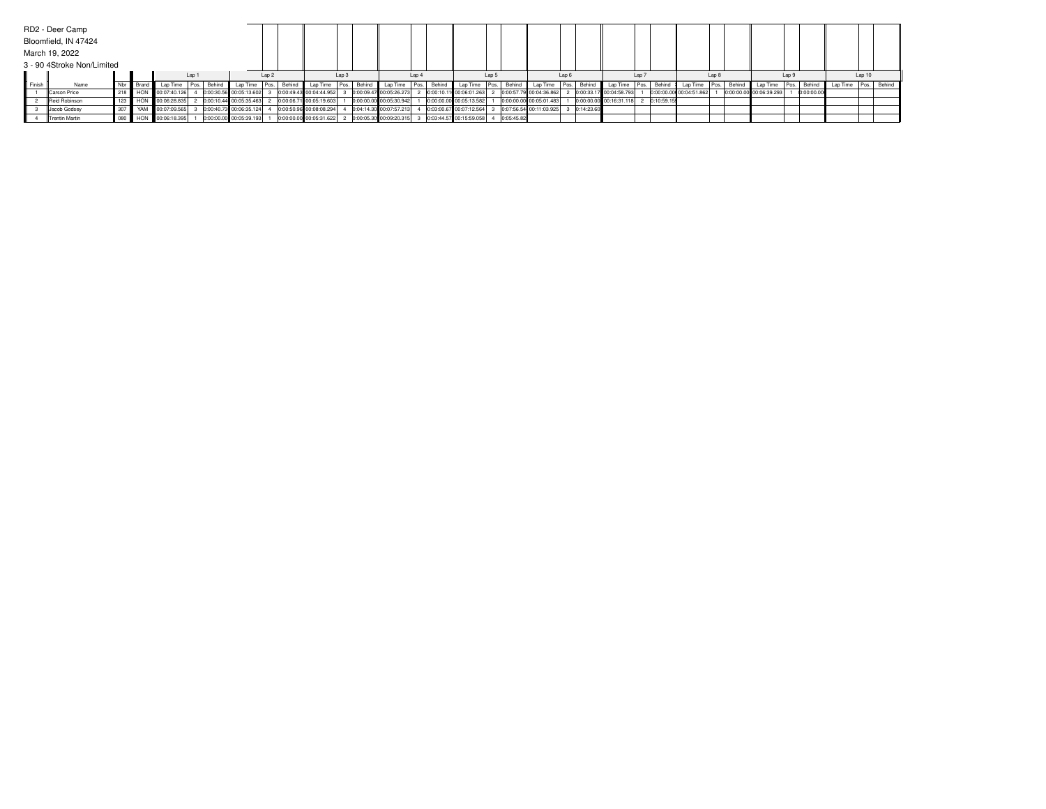RD2 - Deer Camp

Bloomfield, IN 47424

March 19, 2022

3 - 90 4Stroke Non/Limited

| | | | | Lap 1 | | | Lap 2 | | | Lap 3 | | | Lap 4 | | | Lap 5 | | | Lap 6 | | | Lap 7 | | | Lap 8 | | | Lap 9 | | | Lap 10 | | |
|---|---|---|---|---|---|---|---|---|---|---|---|---|---|---|---|---|---|---|---|---|---|---|---|---|---|---|---|---|---|---|---|---|---|
| Finish | Name | Nbr | Brand | Lap Time | Pos. | Behind | Lap Time | Pos. | Behind | Lap Time | Pos. | Behind | Lap Time | Pos. | Behind | Lap Time | Pos. | Behind | Lap Time | Pos. | Behind | Lap Time | Pos. | Behind | Lap Time | Pos. | Behind | Lap Time | Pos. | Behind | Lap Time | Pos. | Behind |
| 1 | Carson Price | 218 | HON | 00:07:40.126 | 4 | 0:00:30.56 | 00:05:13.602 | 3 | 0:00:49.43 | 00:04:44.952 | 3 | 0:00:09.47 | 00:05:26.273 | 2 | 0:00:10.11 | 00:06:01.263 | 2 | 0:00:57.79 | 00:04:36.862 | 2 | 0:00:33.17 | 00:04:58.793 | 1 | 0:00:00.00 | 00:04:51.862 | 1 | 0:00:00.00 | 00:06:39.293 | 1 | 0:00:00.00 | | | |
| 2 | Reid Robinson | 123 | HON | 00:06:28.835 | 2 | 0:00:10.44 | 00:05:35.463 | 2 | 0:00:06.71 | 00:05:19.603 | 1 | 0:00:00.00 | 00:05:30.942 | 1 | 0:00:00.00 | 00:05:13.582 | 1 | 0:00:00.00 | 00:05:01.483 | 1 | 0:00:00.00 | 00:16:31.118 | 2 | 0:10:59.15 | | | | | | | | | |
| 3 | Jacob Godsey | 307 | YAM | 00:07:09.565 | 3 | 0:00:40.73 | 00:06:35.124 | 4 | 0:00:50.96 | 00:08:08.294 | 4 | 0:04:14.30 | 00:07:57.213 | 4 | 0:03:00.67 | 00:07:12.564 | 3 | 0:07:56.54 | 00:11:03.925 | 3 | 0:14:23.60 | | | | | | | | | | | | |
| 4 | Trentin Martin | 080 | HON | 00:06:18.395 | 1 | 0:00:00.00 | 00:05:39.193 | 1 | 0:00:00.00 | 00:05:31.622 | 2 | 0:00:05.30 | 00:09:20.315 | 3 | 0:03:44.57 | 00:15:59.058 | 4 | 0:05:45.82 | | | | | | | | | | | | | | | |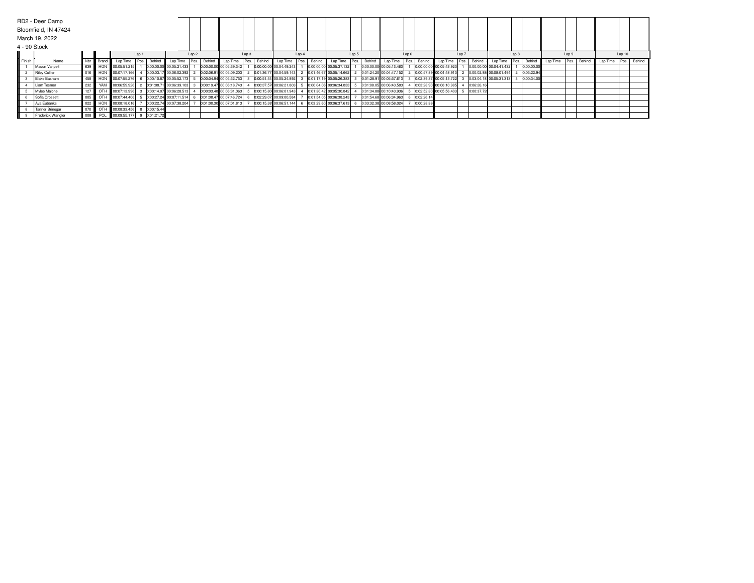RD2 - Deer Camp

Bloomfield, IN 47424

March 19, 2022

4 - 90 Stock

| | | | | Lap 1 | | | Lap 2 | | | Lap 3 | | | Lap 4 | | | Lap 5 | | | Lap 6 | | | Lap 7 | | | Lap 8 | | | Lap 9 | | | Lap 10 | | |
|---|---|---|---|---|---|---|---|---|---|---|---|---|---|---|---|---|---|---|---|---|---|---|---|---|---|---|---|---|---|---|---|---|---|
| Finish | Name | Nbr | Brand | Lap Time | Pos. | Behind | Lap Time | Pos. | Behind | Lap Time | Pos. | Behind | Lap Time | Pos. | Behind | Lap Time | Pos. | Behind | Lap Time | Pos. | Behind | Lap Time | Pos. | Behind | Lap Time | Pos. | Behind | Lap Time | Pos. | Behind | Lap Time | Pos. | Behind |
| 1 | Mason Vanpelt | 639 | HON | 00:05:51.215 | 1 | 0:00:00.00 | 00:05:21.433 | 1 | 0:00:00.00 | 00:05:39.342 | 1 | 0:00:00.00 | 00:04:49.243 | 1 | 0:00:00.00 | 00:05:37.132 | 1 | 0:00:00.00 | 00:05:13.463 | 1 | 0:00:00.00 | 00:05:43.923 | 1 | 0:00:00.00 | 00:04:41.432 | 1 | 0:00:00.00 | | | | | | |
| 2 | Riley Collier | 016 | HON | 00:07:17.166 | 4 | 0:00:03.17 | 00:06:02.392 | 2 | 0:02:06.91 | 00:05:09.203 | 2 | 0:01:36.77 | 00:04:59.143 | 2 | 0:01:46.67 | 00:05:14.662 | 2 | 0:01:24.20 | 00:04:47.152 | 2 | 0:00:57.89 | 00:04:48.913 | 2 | 0:00:02.88 | 00:08:01.494 | 2 | 0:03:22.94 | | | | | | |
| 3 | Blake Basham | 458 | HON | 00:07:55.276 | 6 | 0:00:10.87 | 00:05:52.173 | 5 | 0:00:04.94 | 00:05:32.753 | 3 | 0:00:51.44 | 00:05:24.892 | 3 | 0:01:17.19 | 00:05:26.383 | 3 | 0:01:28.91 | 00:05:57.613 | 3 | 0:02:39.37 | 00:05:13.722 | 3 | 0:03:04.18 | 00:05:31.313 | 3 | 0:00:34.00 | | | | | | |
| 4 | Liam Tesmer | 232 | YAM | 00:06:59.926 | 2 | 0:01:08.71 | 00:06:39.103 | 3 | 0:00:19.47 | 00:06:18.743 | 4 | 0:00:37.57 | 00:06:21.803 | 5 | 0:00:04.06 | 00:06:34.833 | 5 | 0:01:08.05 | 00:06:43.583 | 4 | 0:03:28.90 | 00:08:10.985 | 4 | 0:06:26.16 | | | | | | | | | |
| 5 | Mylee Malone | 127 | OTH | 00:07:13.996 | 3 | 0:00:14.07 | 00:06:28.513 | 4 | 0:00:03.48 | 00:06:31.063 | 5 | 0:00:15.80 | 00:06:01.943 | 4 | 0:01:30.42 | 00:05:30.842 | 4 | 0:01:34.88 | 00:10:43.936 | 5 | 0:02:52.30 | 00:05:56.403 | 5 | 0:00:37.72 | | | | | | | | | |
| 6 | Sofia Crossett | 005 | OTH | 00:07:44.406 | 5 | 0:00:27.24 | 00:07:11.514 | 6 | 0:01:08.47 | 00:07:46.724 | 6 | 0:02:29.07 | 00:09:00.584 | 7 | 0:01:54.05 | 00:06:38.243 | 7 | 0:01:54.68 | 00:06:34.963 | 6 | 0:02:26.14 | | | | | | | | | | | | |
| 7 | Ava Eubanks | 022 | HON | 00:08:18.016 | 7 | 0:00:22.74 | 00:07:38.204 | 7 | 0:01:00.30 | 00:07:01.813 | 7 | 0:00:15.38 | 00:06:51.144 | 6 | 0:03:29.60 | 00:06:37.613 | 6 | 0:03:32.38 | 00:08:58.024 | 7 | 0:00:28.38 | | | | | | | | | | | | |
| 8 | Tanner Brinegar | 070 | OTH | 00:08:33.456 | 8 | 0:00:15.44 | | | | | | | | | | | | | | | | | | | | | | | | | | | |
| 9 | Frederick Wangler | 008 | POL | 00:09:55.177 | 9 | 0:01:21.72 | | | | | | | | | | | | | | | | | | | | | | | | | | | |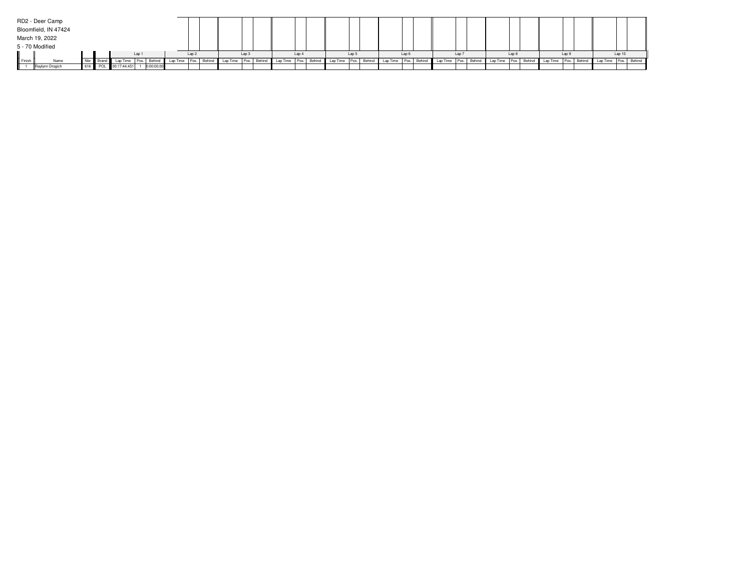RD2 - Deer Camp

Bloomfield, IN 47424

March 19, 2022

5 - 70 Modified

| | | | | Lap 1 | | | Lap 2 | | | Lap 3 | | | Lap 4 | | | Lap 5 | | | Lap 6 | | | Lap 7 | | | Lap 8 | | | Lap 9 | | | Lap 10 | | |
|---|---|---|---|---|---|---|---|---|---|---|---|---|---|---|---|---|---|---|---|---|---|---|---|---|---|---|---|---|---|---|---|---|---|
| Finish | Name | Nbr | Brand | Lap Time | Pos. | Behind | Lap Time | Pos. | Behind | Lap Time | Pos. | Behind | Lap Time | Pos. | Behind | Lap Time | Pos. | Behind | Lap Time | Pos. | Behind | Lap Time | Pos. | Behind | Lap Time | Pos. | Behind | Lap Time | Pos. | Behind | Lap Time | Pos. | Behind |
| 1 | Raylynn Drogich | 616 | POL | 00:17:44.451 | 1 | 0:00:00.00 | | | | | | | | | | | | | | | | | | | | | | | | | | | |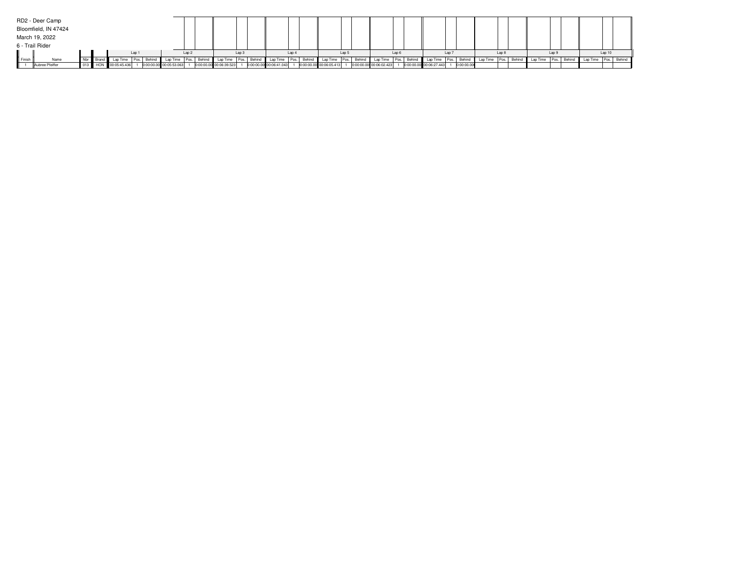RD2 - Deer Camp

Bloomfield, IN 47424

March 19, 2022

6 - Trail Rider

| | | | | Lap 1 | | | Lap 2 | | | Lap 3 | | | Lap 4 | | | Lap 5 | | | Lap 6 | | | Lap 7 | | | Lap 8 | | | Lap 9 | | | Lap 10 | | |
|---|---|---|---|---|---|---|---|---|---|---|---|---|---|---|---|---|---|---|---|---|---|---|---|---|---|---|---|---|---|---|---|---|---|
| Finish | Name | Nbr | Brand | Lap Time | Pos. | Behind | Lap Time | Pos. | Behind | Lap Time | Pos. | Behind | Lap Time | Pos. | Behind | Lap Time | Pos. | Behind | Lap Time | Pos. | Behind | Lap Time | Pos. | Behind | Lap Time | Pos. | Behind | Lap Time | Pos. | Behind | Lap Time | Pos. | Behind |
| 1 | Aubree Pfeiffer | 013 | HON | 00:05:45.436 | 1 | 0:00:00.00 | 00:05:53.063 | 1 | 0:00:00.00 | 00:06:39.523 | 1 | 0:00:00.00 | 00:06:41.043 | 1 | 0:00:00.00 | 00:06:05.413 | 1 | 0:00:00.00 | 00:06:02.423 | 1 | 0:00:00.00 | 00:06:27.443 | 1 | 0:00:00.00 | | | | | | | | | |